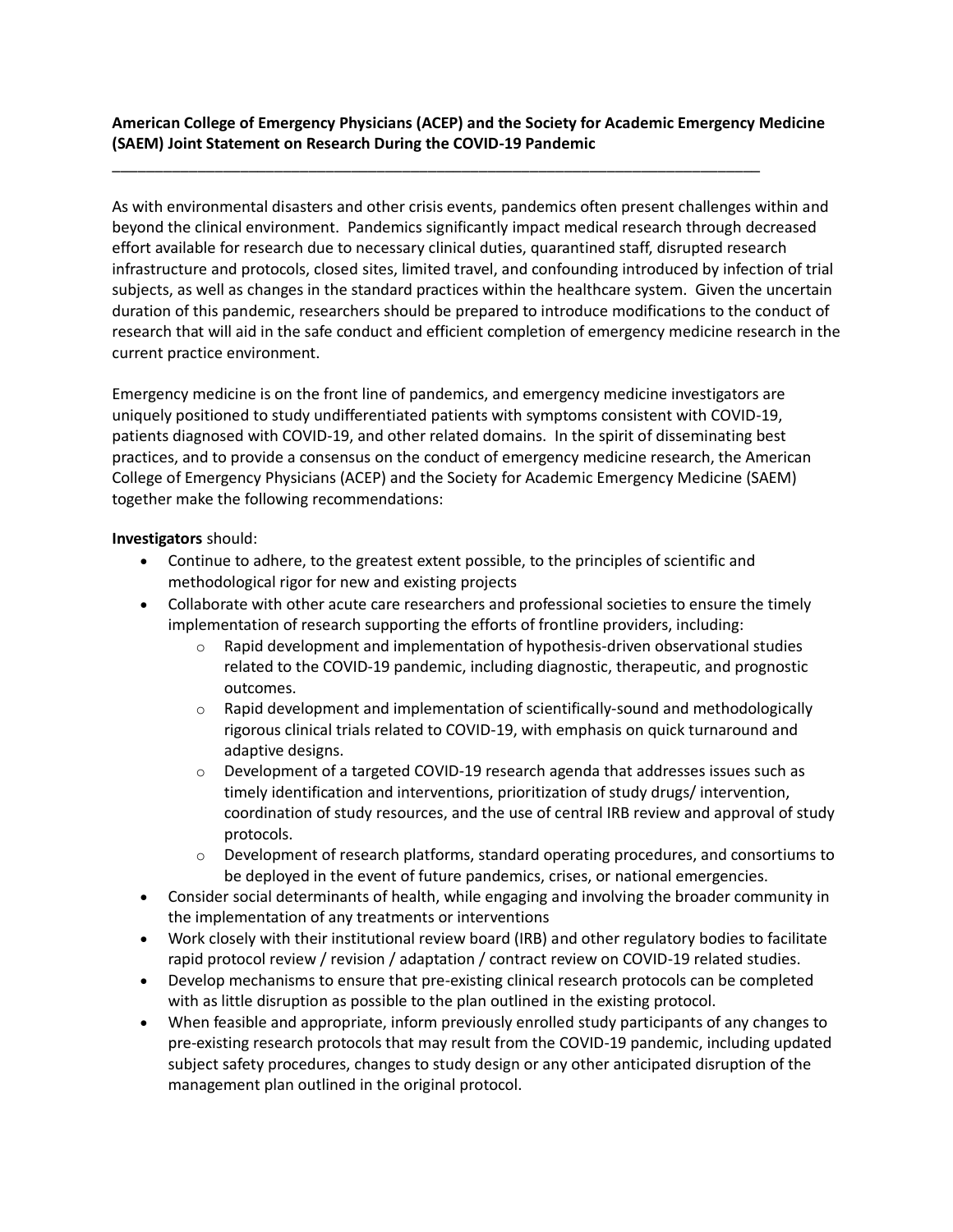**American College of Emergency Physicians (ACEP) and the Society for Academic Emergency Medicine (SAEM) Joint Statement on Research During the COVID-19 Pandemic**

---

As with environmental disasters and other crisis events, pandemics often present challenges within and beyond the clinical environment. Pandemics significantly impact medical research through decreased effort available for research due to necessary clinical duties, quarantined staff, disrupted research infrastructure and protocols, closed sites, limited travel, and confounding introduced by infection of trial subjects, as well as changes in the standard practices within the healthcare system. Given the uncertain duration of this pandemic, researchers should be prepared to introduce modifications to the conduct of research that will aid in the safe conduct and efficient completion of emergency medicine research in the current practice environment.

Emergency medicine is on the front line of pandemics, and emergency medicine investigators are uniquely positioned to study undifferentiated patients with symptoms consistent with COVID-19, patients diagnosed with COVID-19, and other related domains. In the spirit of disseminating best practices, and to provide a consensus on the conduct of emergency medicine research, the American College of Emergency Physicians (ACEP) and the Society for Academic Emergency Medicine (SAEM) together make the following recommendations:

**Investigators** should:

- Continue to adhere, to the greatest extent possible, to the principles of scientific and methodological rigor for new and existing projects
- Collaborate with other acute care researchers and professional societies to ensure the timely implementation of research supporting the efforts of frontline providers, including:
    - Rapid development and implementation of hypothesis-driven observational studies related to the COVID-19 pandemic, including diagnostic, therapeutic, and prognostic outcomes.
    - Rapid development and implementation of scientifically-sound and methodologically rigorous clinical trials related to COVID-19, with emphasis on quick turnaround and adaptive designs.
    - Development of a targeted COVID-19 research agenda that addresses issues such as timely identification and interventions, prioritization of study drugs/ intervention, coordination of study resources, and the use of central IRB review and approval of study protocols.
    - Development of research platforms, standard operating procedures, and consortiums to be deployed in the event of future pandemics, crises, or national emergencies.
- Consider social determinants of health, while engaging and involving the broader community in the implementation of any treatments or interventions
- Work closely with their institutional review board (IRB) and other regulatory bodies to facilitate rapid protocol review / revision / adaptation / contract review on COVID-19 related studies.
- Develop mechanisms to ensure that pre-existing clinical research protocols can be completed with as little disruption as possible to the plan outlined in the existing protocol.
- When feasible and appropriate, inform previously enrolled study participants of any changes to pre-existing research protocols that may result from the COVID-19 pandemic, including updated subject safety procedures, changes to study design or any other anticipated disruption of the management plan outlined in the original protocol.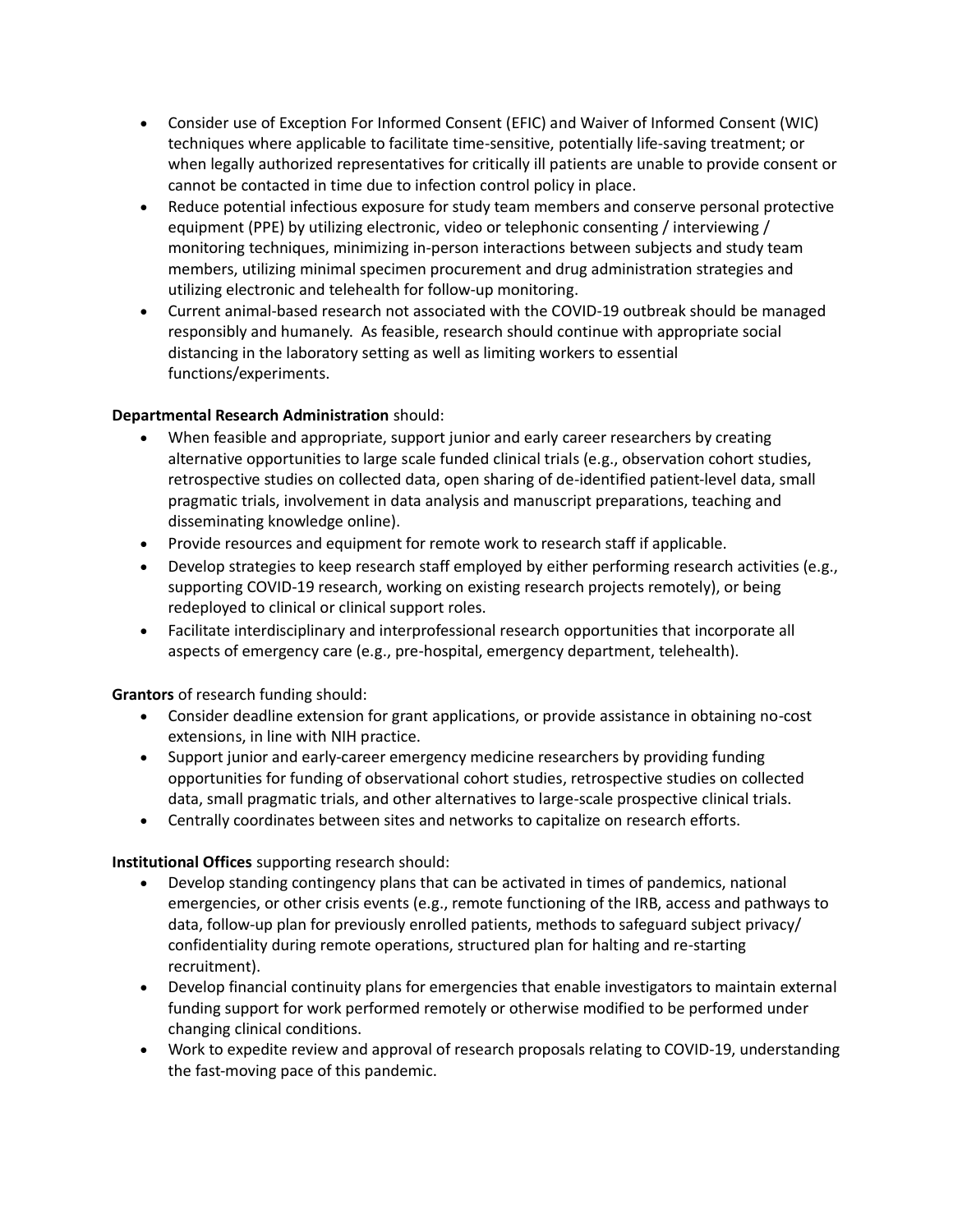- Consider use of Exception For Informed Consent (EFIC) and Waiver of Informed Consent (WIC) techniques where applicable to facilitate time-sensitive, potentially life-saving treatment; or when legally authorized representatives for critically ill patients are unable to provide consent or cannot be contacted in time due to infection control policy in place.
- Reduce potential infectious exposure for study team members and conserve personal protective equipment (PPE) by utilizing electronic, video or telephonic consenting / interviewing / monitoring techniques, minimizing in-person interactions between subjects and study team members, utilizing minimal specimen procurement and drug administration strategies and utilizing electronic and telehealth for follow-up monitoring.
- Current animal-based research not associated with the COVID-19 outbreak should be managed responsibly and humanely. As feasible, research should continue with appropriate social distancing in the laboratory setting as well as limiting workers to essential functions/experiments.

**Departmental Research Administration** should:

- When feasible and appropriate, support junior and early career researchers by creating alternative opportunities to large scale funded clinical trials (e.g., observation cohort studies, retrospective studies on collected data, open sharing of de-identified patient-level data, small pragmatic trials, involvement in data analysis and manuscript preparations, teaching and disseminating knowledge online).
- Provide resources and equipment for remote work to research staff if applicable.
- Develop strategies to keep research staff employed by either performing research activities (e.g., supporting COVID-19 research, working on existing research projects remotely), or being redeployed to clinical or clinical support roles.
- Facilitate interdisciplinary and interprofessional research opportunities that incorporate all aspects of emergency care (e.g., pre-hospital, emergency department, telehealth).

**Grantors** of research funding should:

- Consider deadline extension for grant applications, or provide assistance in obtaining no-cost extensions, in line with NIH practice.
- Support junior and early-career emergency medicine researchers by providing funding opportunities for funding of observational cohort studies, retrospective studies on collected data, small pragmatic trials, and other alternatives to large-scale prospective clinical trials.
- Centrally coordinates between sites and networks to capitalize on research efforts.

**Institutional Offices** supporting research should:

- Develop standing contingency plans that can be activated in times of pandemics, national emergencies, or other crisis events (e.g., remote functioning of the IRB, access and pathways to data, follow-up plan for previously enrolled patients, methods to safeguard subject privacy/ confidentiality during remote operations, structured plan for halting and re-starting recruitment).
- Develop financial continuity plans for emergencies that enable investigators to maintain external funding support for work performed remotely or otherwise modified to be performed under changing clinical conditions.
- Work to expedite review and approval of research proposals relating to COVID-19, understanding the fast-moving pace of this pandemic.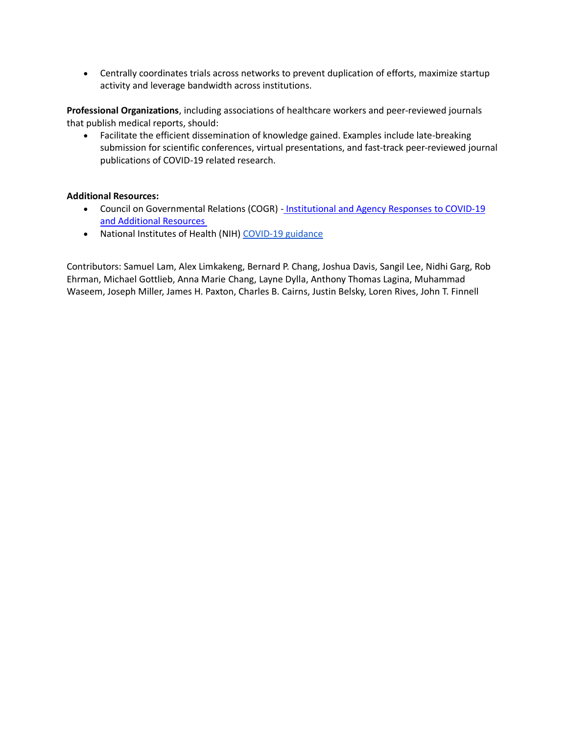- Centrally coordinates trials across networks to prevent duplication of efforts, maximize startup activity and leverage bandwidth across institutions.

**Professional Organizations**, including associations of healthcare workers and peer-reviewed journals that publish medical reports, should:

- Facilitate the efficient dissemination of knowledge gained. Examples include late-breaking submission for scientific conferences, virtual presentations, and fast-track peer-reviewed journal publications of COVID-19 related research.

**Additional Resources:**

- Council on Governmental Relations (COGR) - Institutional and Agency Responses to COVID-19 and Additional Resources
- National Institutes of Health (NIH) COVID-19 guidance

Contributors: Samuel Lam, Alex Limkakeng, Bernard P. Chang, Joshua Davis, Sangil Lee, Nidhi Garg, Rob Ehrman, Michael Gottlieb, Anna Marie Chang, Layne Dylla, Anthony Thomas Lagina, Muhammad Waseem, Joseph Miller, James H. Paxton, Charles B. Cairns, Justin Belsky, Loren Rives, John T. Finnell